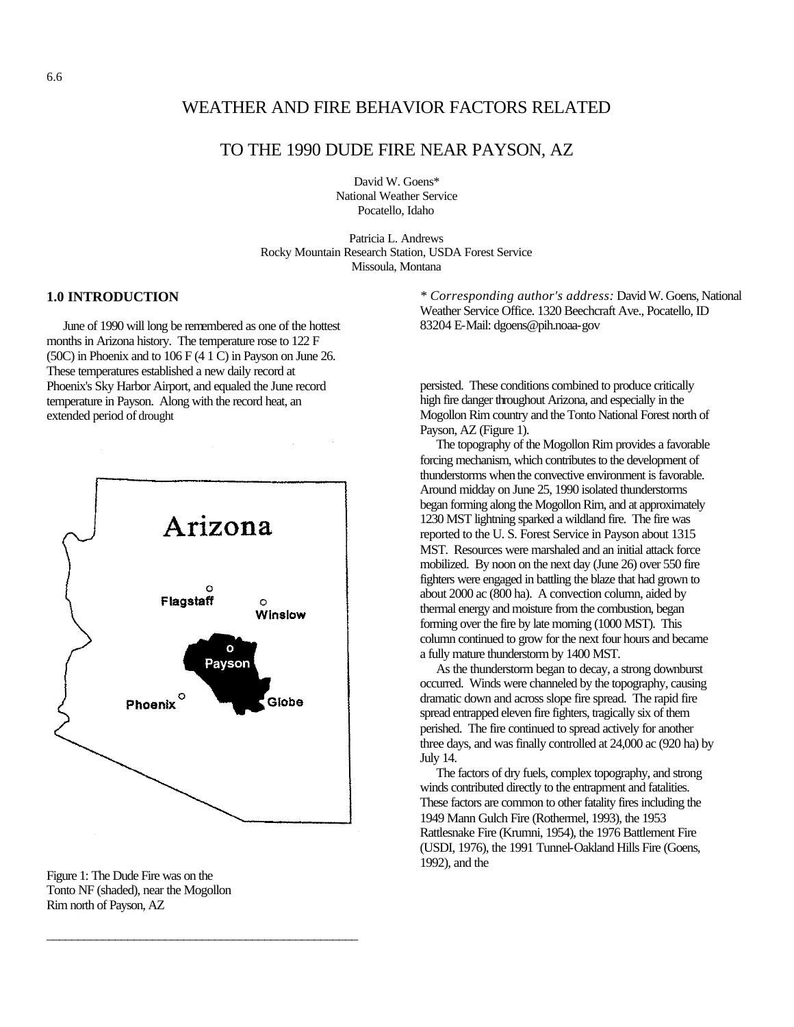# WEATHER AND FIRE BEHAVIOR FACTORS RELATED TO THE 1990 DUDE FIRE NEAR PAYSON, AZ

David W. Goens*
National Weather Service
Pocatello, Idaho

Patricia L. Andrews
Rocky Mountain Research Station, USDA Forest Service
Missoula, Montana

## 1.0 INTRODUCTION

June of 1990 will long be remembered as one of the hottest months in Arizona history. The temperature rose to 122 F (50C) in Phoenix and to 106 F (4 1 C) in Payson on June 26. These temperatures established a new daily record at Phoenix's Sky Harbor Airport, and equaled the June record temperature in Payson. Along with the record heat, an extended period of drought persisted. These conditions combined to produce critically high fire danger throughout Arizona, and especially in the Mogollon Rim country and the Tonto National Forest north of Payson, AZ (Figure 1).

Arizona

Flagstaff

Winslow

Payson

Phoenix

Globe

Figure 1: The Dude Fire was on the Tonto NF (shaded), near the Mogollon Rim north of Payson, AZ

The topography of the Mogollon Rim provides a favorable forcing mechanism, which contributes to the development of thunderstorms when the convective environment is favorable. Around midday on June 25, 1990 isolated thunderstorms began forming along the Mogollon Rim, and at approximately 1230 MST lightning sparked a wildland fire. The fire was reported to the U. S. Forest Service in Payson about 1315 MST. Resources were marshaled and an initial attack force mobilized. By noon on the next day (June 26) over 550 fire fighters were engaged in battling the blaze that had grown to about 2000 ac (800 ha). A convection column, aided by thermal energy and moisture from the combustion, began forming over the fire by late morning (1000 MST). This column continued to grow for the next four hours and became a fully mature thunderstorm by 1400 MST.

As the thunderstorm began to decay, a strong downburst occurred. Winds were channeled by the topography, causing dramatic down and across slope fire spread. The rapid fire spread entrapped eleven fire fighters, tragically six of them perished. The fire continued to spread actively for another three days, and was finally controlled at 24,000 ac (920 ha) by July 14.

The factors of dry fuels, complex topography, and strong winds contributed directly to the entrapment and fatalities. These factors are common to other fatality fires including the 1949 Mann Gulch Fire (Rothermel, 1993), the 1953 Rattlesnake Fire (Krumni, 1954), the 1976 Battlement Fire (USDI, 1976), the 1991 Tunnel-Oakland Hills Fire (Goens, 1992), and the

---

*\* Corresponding author's address:* David W. Goens, National Weather Service Office. 1320 Beechcraft Ave., Pocatello, ID 83204 E-Mail: dgoens@pih.noaa-gov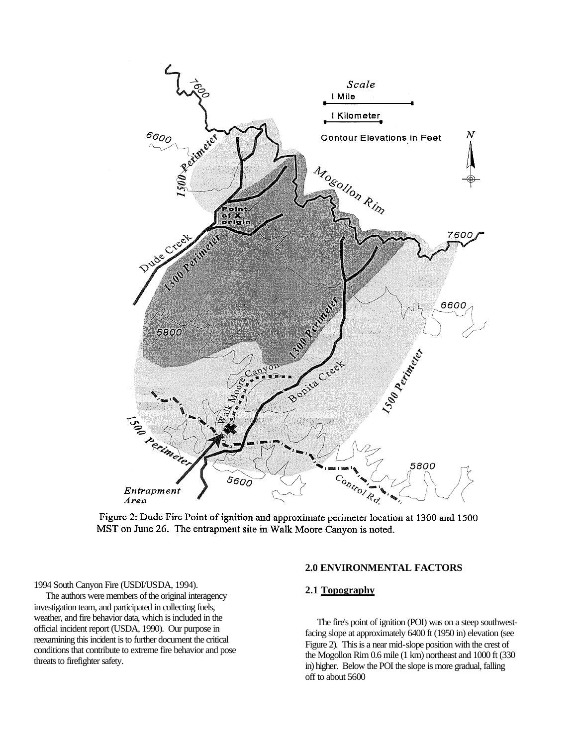Scale
I Mile
I Kilometer
Contour Elevations in Feet
N
7600
6600
1500 Perimeter
Mogollon Rim
Point of X origin
7600
Dude Creek
1300 Perimeter
6600
5800
1300 Perimeter
1500 Perimeter
Walk Moore Canyon
Bonita Creek
1500 Perimeter
5800
5600
Control Rd.
Entrapment Area

Figure 2: Dude Fire Point of ignition and approximate perimeter location at 1300 and 1500 MST on June 26. The entrapment site in Walk Moore Canyon is noted.

1994 South Canyon Fire (USDI/USDA, 1994).

The authors were members of the original interagency investigation team, and participated in collecting fuels, weather, and fire behavior data, which is included in the official incident report (USDA, 1990). Our purpose in reexamining this incident is to further document the critical conditions that contribute to extreme fire behavior and pose threats to firefighter safety.

## 2.0 ENVIRONMENTAL FACTORS

### 2.1 Topography

The fire's point of ignition (POI) was on a steep southwest-facing slope at approximately 6400 ft (1950 in) elevation (see Figure 2). This is a near mid-slope position with the crest of the Mogollon Rim 0.6 mile (1 km) northeast and 1000 ft (330 in) higher. Below the POI the slope is more gradual, falling off to about 5600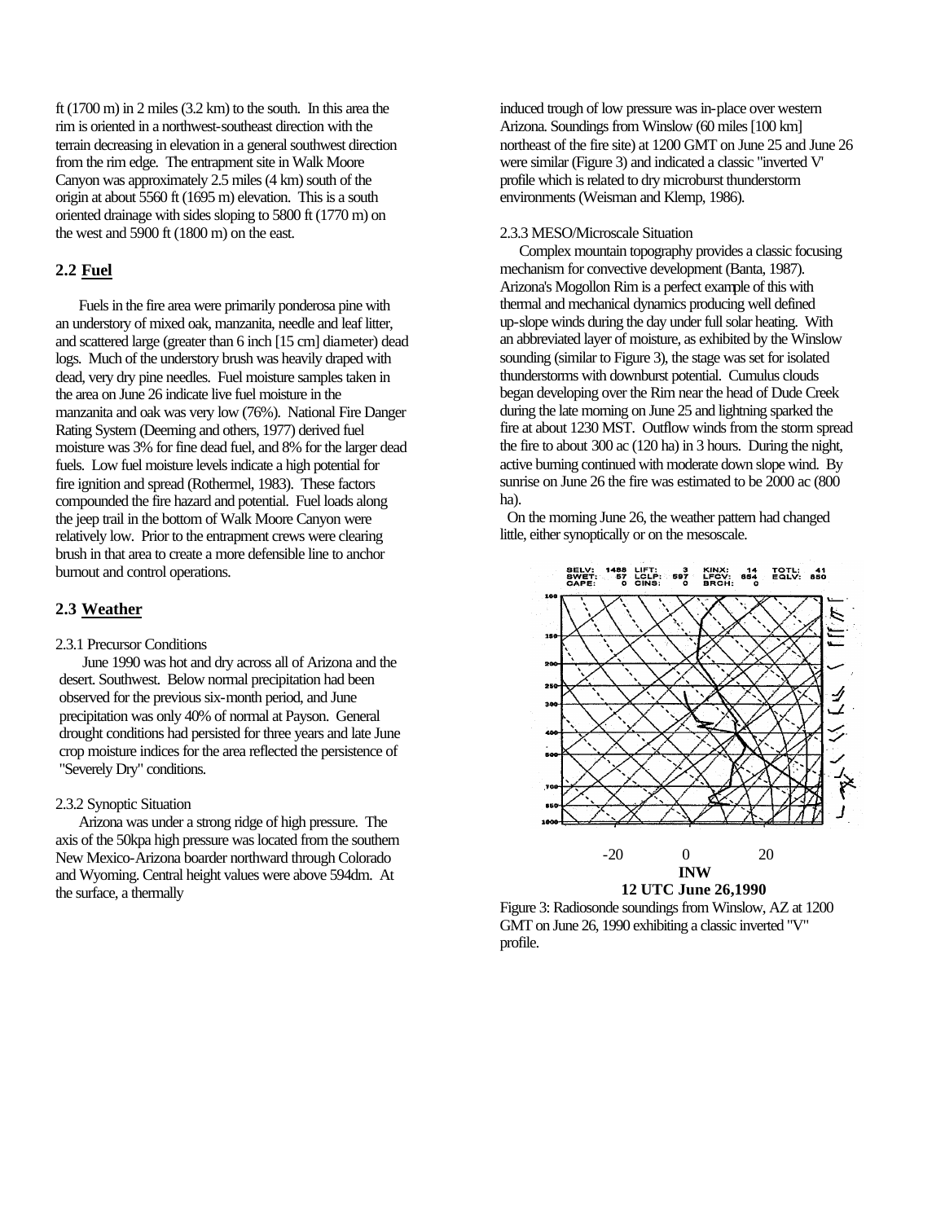ft (1700 m) in 2 miles (3.2 km) to the south. In this area the rim is oriented in a northwest-southeast direction with the terrain decreasing in elevation in a general southwest direction from the rim edge. The entrapment site in Walk Moore Canyon was approximately 2.5 miles (4 km) south of the origin at about 5560 ft (1695 m) elevation. This is a south oriented drainage with sides sloping to 5800 ft (1770 m) on the west and 5900 ft (1800 m) on the east.

## 2.2 Fuel

Fuels in the fire area were primarily ponderosa pine with an understory of mixed oak, manzanita, needle and leaf litter, and scattered large (greater than 6 inch [15 cm] diameter) dead logs. Much of the understory brush was heavily draped with dead, very dry pine needles. Fuel moisture samples taken in the area on June 26 indicate live fuel moisture in the manzanita and oak was very low (76%). National Fire Danger Rating System (Deeming and others, 1977) derived fuel moisture was 3% for fine dead fuel, and 8% for the larger dead fuels. Low fuel moisture levels indicate a high potential for fire ignition and spread (Rothermel, 1983). These factors compounded the fire hazard and potential. Fuel loads along the jeep trail in the bottom of Walk Moore Canyon were relatively low. Prior to the entrapment crews were clearing brush in that area to create a more defensible line to anchor burnout and control operations.

## 2.3 Weather

2.3.1 Precursor Conditions

June 1990 was hot and dry across all of Arizona and the desert. Southwest. Below normal precipitation had been observed for the previous six-month period, and June precipitation was only 40% of normal at Payson. General drought conditions had persisted for three years and late June crop moisture indices for the area reflected the persistence of "Severely Dry" conditions.

2.3.2 Synoptic Situation

Arizona was under a strong ridge of high pressure. The axis of the 50kpa high pressure was located from the southern New Mexico-Arizona boarder northward through Colorado and Wyoming. Central height values were above 594dm. At the surface, a thermally induced trough of low pressure was in-place over western Arizona. Soundings from Winslow (60 miles [100 km] northeast of the fire site) at 1200 GMT on June 25 and June 26 were similar (Figure 3) and indicated a classic "inverted V" profile which is related to dry microburst thunderstorm environments (Weisman and Klemp, 1986).

2.3.3 MESO/Microscale Situation

Complex mountain topography provides a classic focusing mechanism for convective development (Banta, 1987). Arizona's Mogollon Rim is a perfect example of this with thermal and mechanical dynamics producing well defined up-slope winds during the day under full solar heating. With an abbreviated layer of moisture, as exhibited by the Winslow sounding (similar to Figure 3), the stage was set for isolated thunderstorms with downburst potential. Cumulus clouds began developing over the Rim near the head of Dude Creek during the late morning on June 25 and lightning sparked the fire at about 1230 MST. Outflow winds from the storm spread the fire to about 300 ac (120 ha) in 3 hours. During the night, active burning continued with moderate down slope wind. By sunrise on June 26 the fire was estimated to be 2000 ac (800 ha).

On the morning June 26, the weather pattern had changed little, either synoptically or on the mesoscale.

SELV: 1488 LIFT: 3 KINX: 14 TOTL: 41
SWET: 57 LCLP: 597 LFCV: 654 EQLV: 650
CAPE: 0 CINS: 0 BRCH: 0

100
150
200
250
300
400
500
700
850
1000

-20 0 20

**INW**

**12 UTC June 26,1990**

Figure 3: Radiosonde soundings from Winslow, AZ at 1200 GMT on June 26, 1990 exhibiting a classic inverted "V" profile.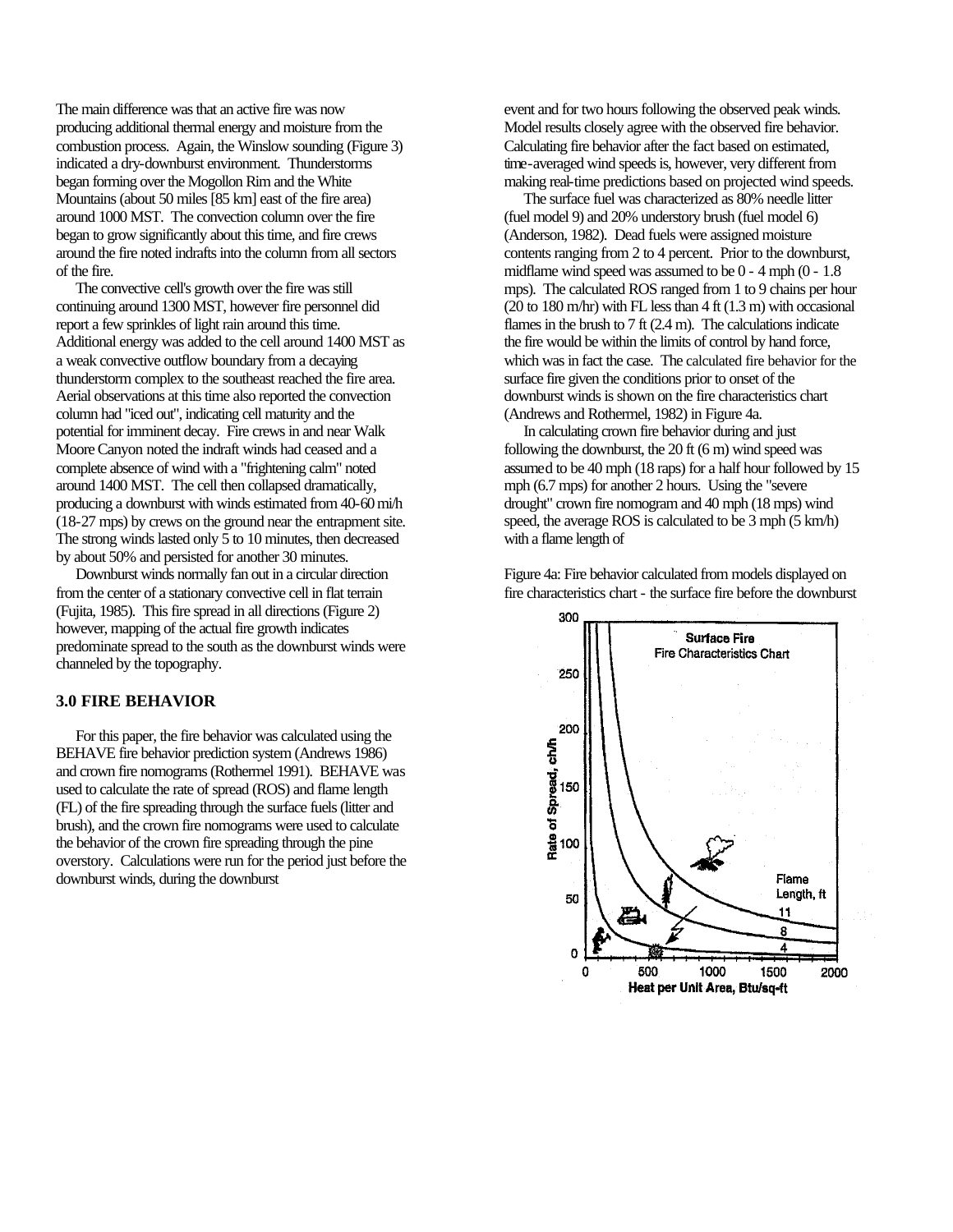The main difference was that an active fire was now producing additional thermal energy and moisture from the combustion process. Again, the Winslow sounding (Figure 3) indicated a dry-downburst environment. Thunderstorms began forming over the Mogollon Rim and the White Mountains (about 50 miles [85 km] east of the fire area) around 1000 MST. The convection column over the fire began to grow significantly about this time, and fire crews around the fire noted indrafts into the column from all sectors of the fire.

The convective cell's growth over the fire was still continuing around 1300 MST, however fire personnel did report a few sprinkles of light rain around this time. Additional energy was added to the cell around 1400 MST as a weak convective outflow boundary from a decaying thunderstorm complex to the southeast reached the fire area. Aerial observations at this time also reported the convection column had "iced out", indicating cell maturity and the potential for imminent decay. Fire crews in and near Walk Moore Canyon noted the indraft winds had ceased and a complete absence of wind with a "frightening calm" noted around 1400 MST. The cell then collapsed dramatically, producing a downburst with winds estimated from 40-60 mi/h (18-27 mps) by crews on the ground near the entrapment site. The strong winds lasted only 5 to 10 minutes, then decreased by about 50% and persisted for another 30 minutes.

Downburst winds normally fan out in a circular direction from the center of a stationary convective cell in flat terrain (Fujita, 1985). This fire spread in all directions (Figure 2) however, mapping of the actual fire growth indicates predominate spread to the south as the downburst winds were channeled by the topography.

### 3.0 FIRE BEHAVIOR

For this paper, the fire behavior was calculated using the BEHAVE fire behavior prediction system (Andrews 1986) and crown fire nomograms (Rothermel 1991). BEHAVE was used to calculate the rate of spread (ROS) and flame length (FL) of the fire spreading through the surface fuels (litter and brush), and the crown fire nomograms were used to calculate the behavior of the crown fire spreading through the pine overstory. Calculations were run for the period just before the downburst winds, during the downburst event and for two hours following the observed peak winds. Model results closely agree with the observed fire behavior. Calculating fire behavior after the fact based on estimated, time-averaged wind speeds is, however, very different from making real-time predictions based on projected wind speeds.

The surface fuel was characterized as 80% needle litter (fuel model 9) and 20% understory brush (fuel model 6) (Anderson, 1982). Dead fuels were assigned moisture contents ranging from 2 to 4 percent. Prior to the downburst, midflame wind speed was assumed to be 0 - 4 mph (0 - 1.8 mps). The calculated ROS ranged from 1 to 9 chains per hour (20 to 180 m/hr) with FL less than 4 ft (1.3 m) with occasional flames in the brush to 7 ft (2.4 m). The calculations indicate the fire would be within the limits of control by hand force, which was in fact the case. The calculated fire behavior for the surface fire given the conditions prior to onset of the downburst winds is shown on the fire characteristics chart (Andrews and Rothermel, 1982) in Figure 4a.

In calculating crown fire behavior during and just following the downburst, the 20 ft (6 m) wind speed was assumed to be 40 mph (18 raps) for a half hour followed by 15 mph (6.7 mps) for another 2 hours. Using the "severe drought" crown fire nomogram and 40 mph (18 mps) wind speed, the average ROS is calculated to be 3 mph (5 km/h) with a flame length of

Figure 4a: Fire behavior calculated from models displayed on fire characteristics chart - the surface fire before the downburst

Surface Fire
Fire Characteristics Chart
Rate of Spread, ch/h
300
250
200
150
100
50
0
Flame Length, ft
11
8
4
0
500
1000
1500
2000
Heat per Unit Area, Btu/sq-ft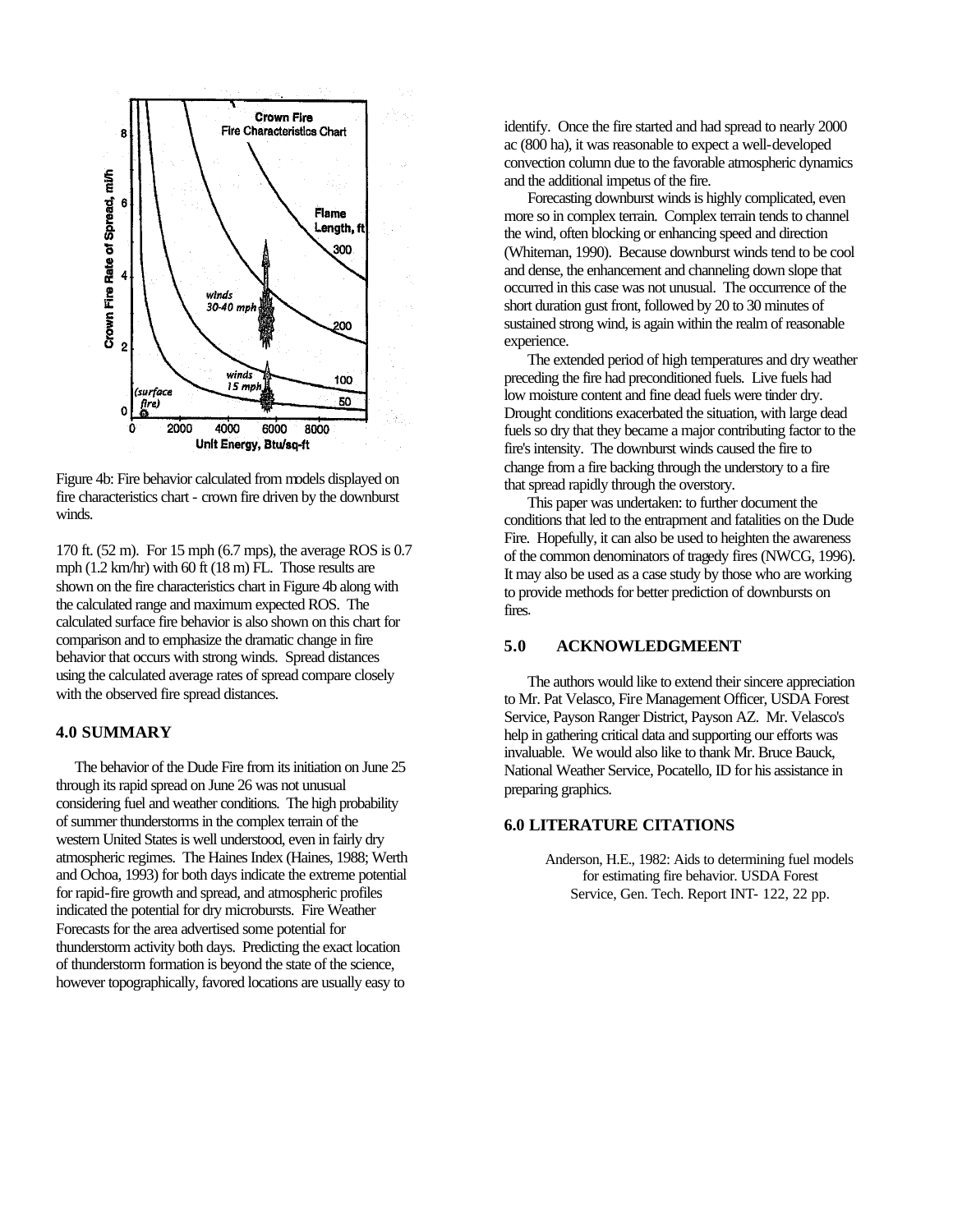Crown Fire
Fire Characteristics Chart

Crown Fire Rate of Spread, mi/h

8
6
4
2
0

Flame Length, ft
300
200
100
50

winds 30-40 mph
winds 15 mph
(surface fire)

0 2000 4000 6000 8000
Unit Energy, Btu/sq-ft

Figure 4b: Fire behavior calculated from models displayed on fire characteristics chart - crown fire driven by the downburst winds.

170 ft. (52 m). For 15 mph (6.7 mps), the average ROS is 0.7 mph (1.2 km/hr) with 60 ft (18 m) FL. Those results are shown on the fire characteristics chart in Figure 4b along with the calculated range and maximum expected ROS. The calculated surface fire behavior is also shown on this chart for comparison and to emphasize the dramatic change in fire behavior that occurs with strong winds. Spread distances using the calculated average rates of spread compare closely with the observed fire spread distances.

## 4.0 SUMMARY

The behavior of the Dude Fire from its initiation on June 25 through its rapid spread on June 26 was not unusual considering fuel and weather conditions. The high probability of summer thunderstorms in the complex terrain of the western United States is well understood, even in fairly dry atmospheric regimes. The Haines Index (Haines, 1988; Werth and Ochoa, 1993) for both days indicate the extreme potential for rapid-fire growth and spread, and atmospheric profiles indicated the potential for dry microbursts. Fire Weather Forecasts for the area advertised some potential for thunderstorm activity both days. Predicting the exact location of thunderstorm formation is beyond the state of the science, however topographically, favored locations are usually easy to identify. Once the fire started and had spread to nearly 2000 ac (800 ha), it was reasonable to expect a well-developed convection column due to the favorable atmospheric dynamics and the additional impetus of the fire.

Forecasting downburst winds is highly complicated, even more so in complex terrain. Complex terrain tends to channel the wind, often blocking or enhancing speed and direction (Whiteman, 1990). Because downburst winds tend to be cool and dense, the enhancement and channeling down slope that occurred in this case was not unusual. The occurrence of the short duration gust front, followed by 20 to 30 minutes of sustained strong wind, is again within the realm of reasonable experience.

The extended period of high temperatures and dry weather preceding the fire had preconditioned fuels. Live fuels had low moisture content and fine dead fuels were tinder dry. Drought conditions exacerbated the situation, with large dead fuels so dry that they became a major contributing factor to the fire's intensity. The downburst winds caused the fire to change from a fire backing through the understory to a fire that spread rapidly through the overstory.

This paper was undertaken: to further document the conditions that led to the entrapment and fatalities on the Dude Fire. Hopefully, it can also be used to heighten the awareness of the common denominators of tragedy fires (NWCG, 1996). It may also be used as a case study by those who are working to provide methods for better prediction of downbursts on fires.

## 5.0 ACKNOWLEDGMEENT

The authors would like to extend their sincere appreciation to Mr. Pat Velasco, Fire Management Officer, USDA Forest Service, Payson Ranger District, Payson AZ. Mr. Velasco's help in gathering critical data and supporting our efforts was invaluable. We would also like to thank Mr. Bruce Bauck, National Weather Service, Pocatello, ID for his assistance in preparing graphics.

## 6.0 LITERATURE CITATIONS

Anderson, H.E., 1982: Aids to determining fuel models for estimating fire behavior. USDA Forest Service, Gen. Tech. Report INT- 122, 22 pp.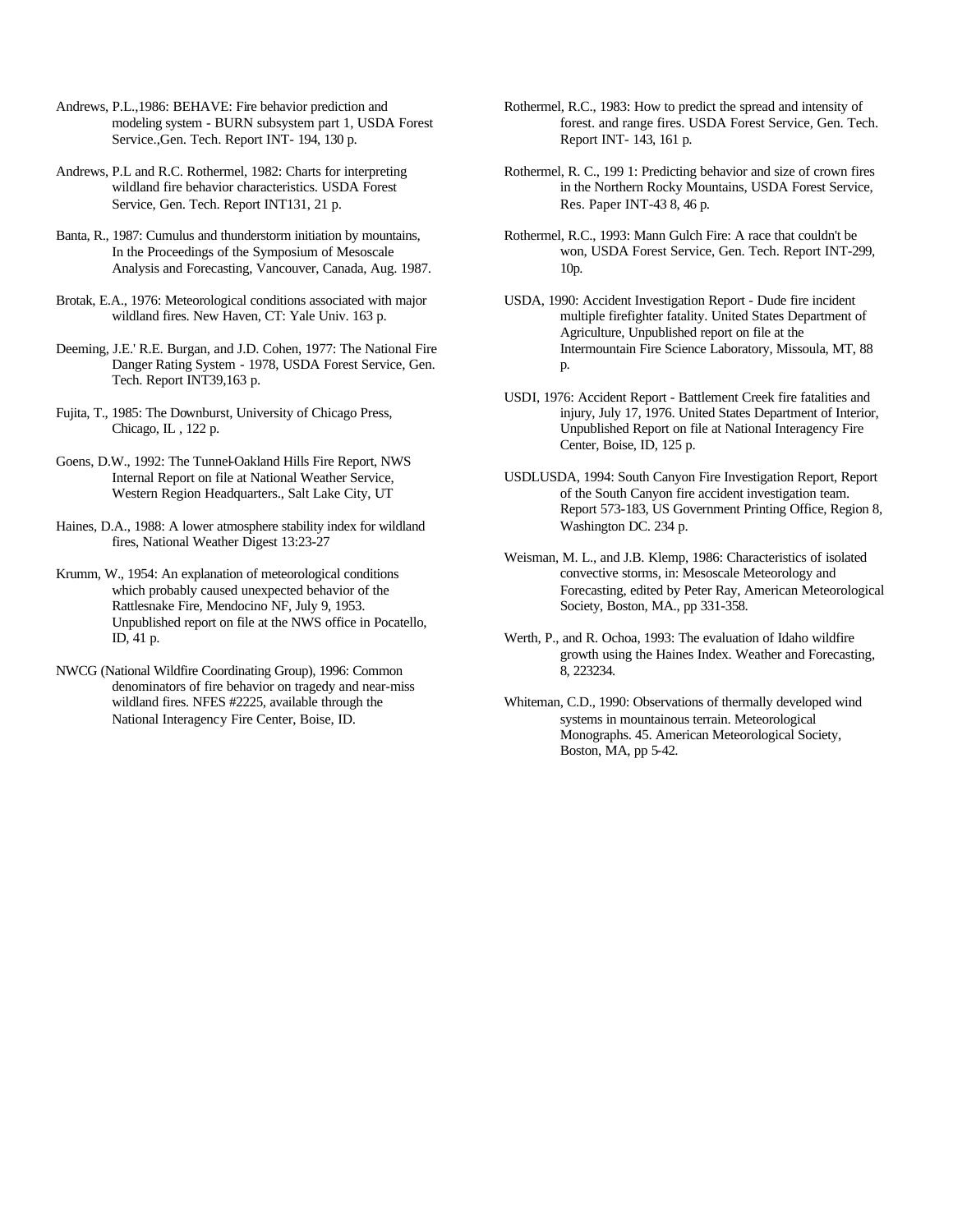Andrews, P.L.,1986: BEHAVE: Fire behavior prediction and modeling system - BURN subsystem part 1, USDA Forest Service.,Gen. Tech. Report INT- 194, 130 p.

Andrews, P.L and R.C. Rothermel, 1982: Charts for interpreting wildland fire behavior characteristics. USDA Forest Service, Gen. Tech. Report INT131, 21 p.

Banta, R., 1987: Cumulus and thunderstorm initiation by mountains, In the Proceedings of the Symposium of Mesoscale Analysis and Forecasting, Vancouver, Canada, Aug. 1987.

Brotak, E.A., 1976: Meteorological conditions associated with major wildland fires. New Haven, CT: Yale Univ. 163 p.

Deeming, J.E.' R.E. Burgan, and J.D. Cohen, 1977: The National Fire Danger Rating System - 1978, USDA Forest Service, Gen. Tech. Report INT39,163 p.

Fujita, T., 1985: The Downburst, University of Chicago Press, Chicago, IL , 122 p.

Goens, D.W., 1992: The Tunnel-Oakland Hills Fire Report, NWS Internal Report on file at National Weather Service, Western Region Headquarters., Salt Lake City, UT

Haines, D.A., 1988: A lower atmosphere stability index for wildland fires, National Weather Digest 13:23-27

Krumm, W., 1954: An explanation of meteorological conditions which probably caused unexpected behavior of the Rattlesnake Fire, Mendocino NF, July 9, 1953. Unpublished report on file at the NWS office in Pocatello, ID, 41 p.

NWCG (National Wildfire Coordinating Group), 1996: Common denominators of fire behavior on tragedy and near-miss wildland fires. NFES #2225, available through the National Interagency Fire Center, Boise, ID.

Rothermel, R.C., 1983: How to predict the spread and intensity of forest. and range fires. USDA Forest Service, Gen. Tech. Report INT- 143, 161 p.

Rothermel, R. C., 199 1: Predicting behavior and size of crown fires in the Northern Rocky Mountains, USDA Forest Service, Res. Paper INT-43 8, 46 p.

Rothermel, R.C., 1993: Mann Gulch Fire: A race that couldn't be won, USDA Forest Service, Gen. Tech. Report INT-299, 10p.

USDA, 1990: Accident Investigation Report - Dude fire incident multiple firefighter fatality. United States Department of Agriculture, Unpublished report on file at the Intermountain Fire Science Laboratory, Missoula, MT, 88 p.

USDI, 1976: Accident Report - Battlement Creek fire fatalities and injury, July 17, 1976. United States Department of Interior, Unpublished Report on file at National Interagency Fire Center, Boise, ID, 125 p.

USDLUSDA, 1994: South Canyon Fire Investigation Report, Report of the South Canyon fire accident investigation team. Report 573-183, US Government Printing Office, Region 8, Washington DC. 234 p.

Weisman, M. L., and J.B. Klemp, 1986: Characteristics of isolated convective storms, in: Mesoscale Meteorology and Forecasting, edited by Peter Ray, American Meteorological Society, Boston, MA., pp 331-358.

Werth, P., and R. Ochoa, 1993: The evaluation of Idaho wildfire growth using the Haines Index. Weather and Forecasting, 8, 223234.

Whiteman, C.D., 1990: Observations of thermally developed wind systems in mountainous terrain. Meteorological Monographs. 45. American Meteorological Society, Boston, MA, pp 5-42.